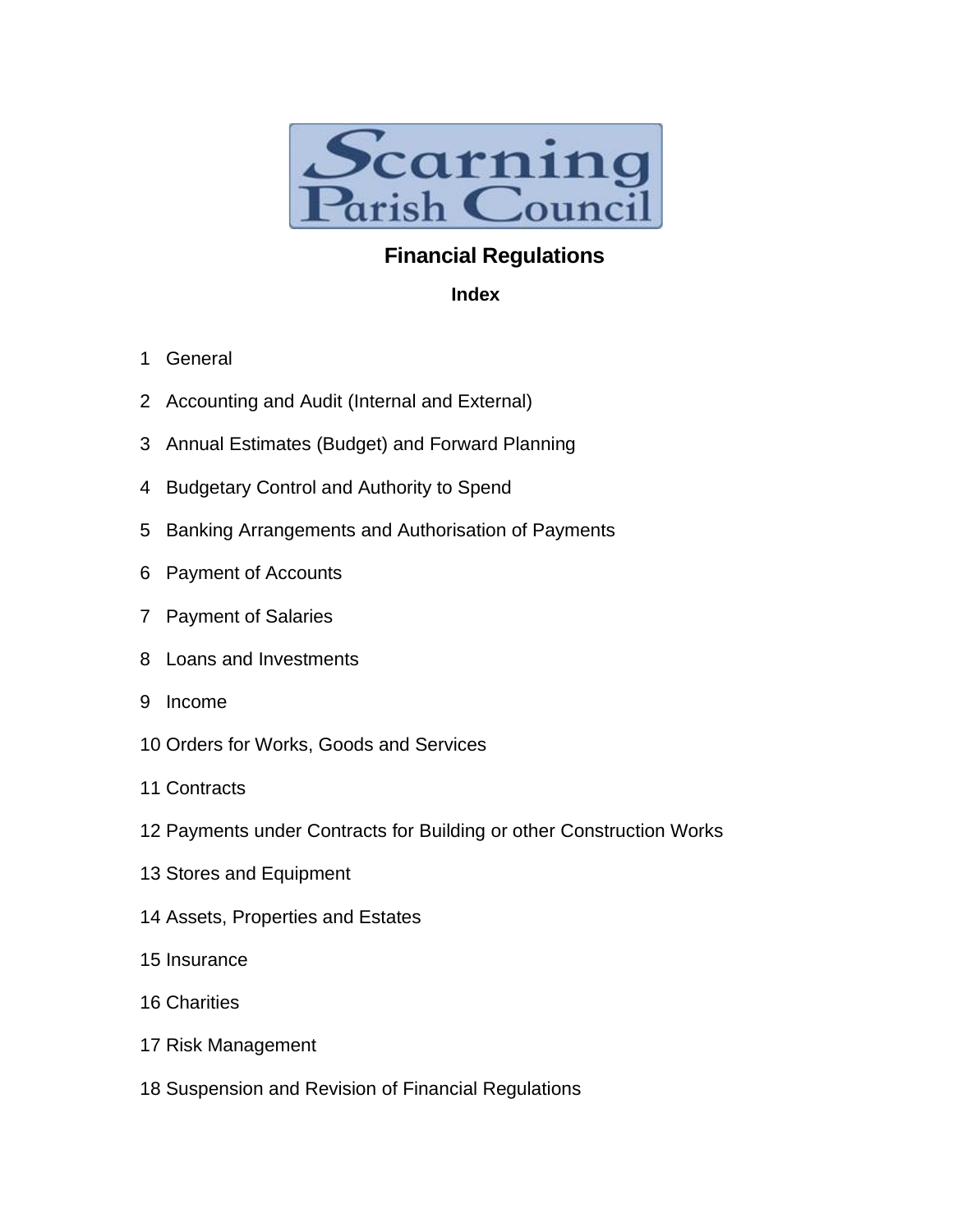Scarning Parish Council

# Financial Regulations

## Index

1 General

2 Accounting and Audit (Internal and External)

3 Annual Estimates (Budget) and Forward Planning

4 Budgetary Control and Authority to Spend

5 Banking Arrangements and Authorisation of Payments

6 Payment of Accounts

7 Payment of Salaries

8 Loans and Investments

9 Income

10 Orders for Works, Goods and Services

11 Contracts

12 Payments under Contracts for Building or other Construction Works

13 Stores and Equipment

14 Assets, Properties and Estates

15 Insurance

16 Charities

17 Risk Management

18 Suspension and Revision of Financial Regulations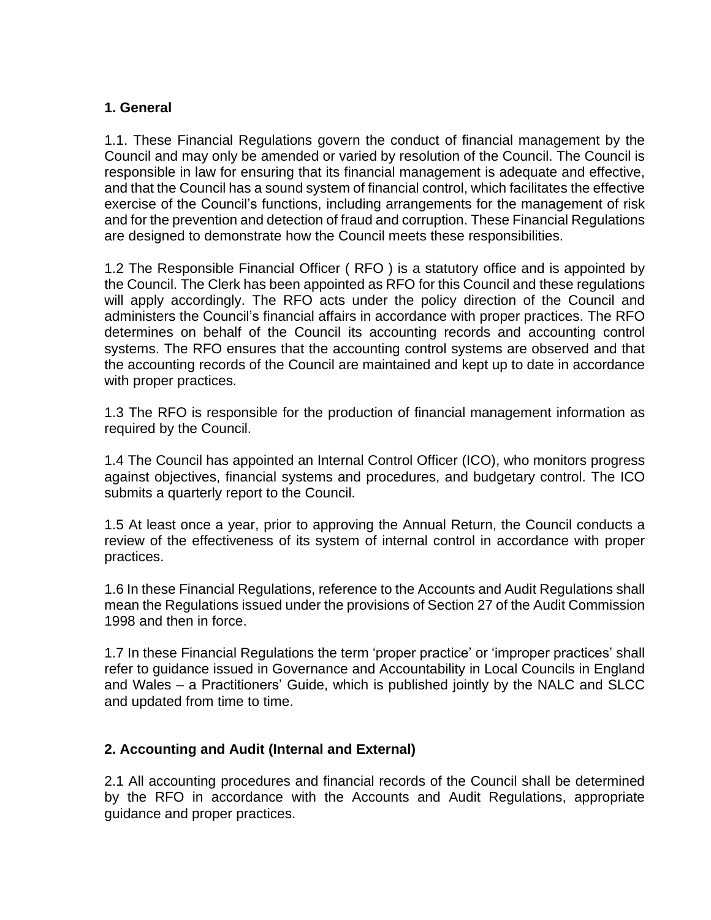## 1. General

1.1. These Financial Regulations govern the conduct of financial management by the Council and may only be amended or varied by resolution of the Council. The Council is responsible in law for ensuring that its financial management is adequate and effective, and that the Council has a sound system of financial control, which facilitates the effective exercise of the Council's functions, including arrangements for the management of risk and for the prevention and detection of fraud and corruption. These Financial Regulations are designed to demonstrate how the Council meets these responsibilities.

1.2 The Responsible Financial Officer ( RFO ) is a statutory office and is appointed by the Council. The Clerk has been appointed as RFO for this Council and these regulations will apply accordingly. The RFO acts under the policy direction of the Council and administers the Council's financial affairs in accordance with proper practices. The RFO determines on behalf of the Council its accounting records and accounting control systems. The RFO ensures that the accounting control systems are observed and that the accounting records of the Council are maintained and kept up to date in accordance with proper practices.

1.3 The RFO is responsible for the production of financial management information as required by the Council.

1.4 The Council has appointed an Internal Control Officer (ICO), who monitors progress against objectives, financial systems and procedures, and budgetary control. The ICO submits a quarterly report to the Council.

1.5 At least once a year, prior to approving the Annual Return, the Council conducts a review of the effectiveness of its system of internal control in accordance with proper practices.

1.6 In these Financial Regulations, reference to the Accounts and Audit Regulations shall mean the Regulations issued under the provisions of Section 27 of the Audit Commission 1998 and then in force.

1.7 In these Financial Regulations the term 'proper practice' or 'improper practices' shall refer to guidance issued in Governance and Accountability in Local Councils in England and Wales – a Practitioners' Guide, which is published jointly by the NALC and SLCC and updated from time to time.

## 2. Accounting and Audit (Internal and External)

2.1 All accounting procedures and financial records of the Council shall be determined by the RFO in accordance with the Accounts and Audit Regulations, appropriate guidance and proper practices.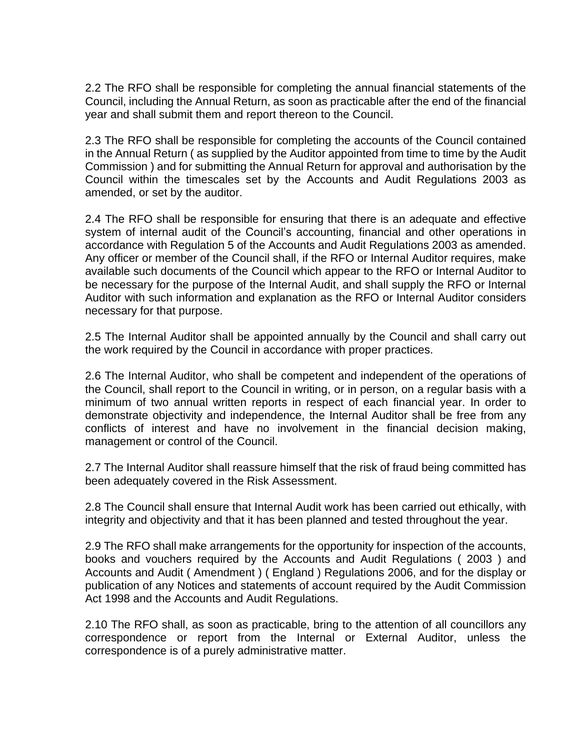2.2 The RFO shall be responsible for completing the annual financial statements of the Council, including the Annual Return, as soon as practicable after the end of the financial year and shall submit them and report thereon to the Council.

2.3 The RFO shall be responsible for completing the accounts of the Council contained in the Annual Return ( as supplied by the Auditor appointed from time to time by the Audit Commission ) and for submitting the Annual Return for approval and authorisation by the Council within the timescales set by the Accounts and Audit Regulations 2003 as amended, or set by the auditor.

2.4 The RFO shall be responsible for ensuring that there is an adequate and effective system of internal audit of the Council's accounting, financial and other operations in accordance with Regulation 5 of the Accounts and Audit Regulations 2003 as amended. Any officer or member of the Council shall, if the RFO or Internal Auditor requires, make available such documents of the Council which appear to the RFO or Internal Auditor to be necessary for the purpose of the Internal Audit, and shall supply the RFO or Internal Auditor with such information and explanation as the RFO or Internal Auditor considers necessary for that purpose.

2.5 The Internal Auditor shall be appointed annually by the Council and shall carry out the work required by the Council in accordance with proper practices.

2.6 The Internal Auditor, who shall be competent and independent of the operations of the Council, shall report to the Council in writing, or in person, on a regular basis with a minimum of two annual written reports in respect of each financial year. In order to demonstrate objectivity and independence, the Internal Auditor shall be free from any conflicts of interest and have no involvement in the financial decision making, management or control of the Council.

2.7 The Internal Auditor shall reassure himself that the risk of fraud being committed has been adequately covered in the Risk Assessment.

2.8 The Council shall ensure that Internal Audit work has been carried out ethically, with integrity and objectivity and that it has been planned and tested throughout the year.

2.9 The RFO shall make arrangements for the opportunity for inspection of the accounts, books and vouchers required by the Accounts and Audit Regulations ( 2003 ) and Accounts and Audit ( Amendment ) ( England ) Regulations 2006, and for the display or publication of any Notices and statements of account required by the Audit Commission Act 1998 and the Accounts and Audit Regulations.

2.10 The RFO shall, as soon as practicable, bring to the attention of all councillors any correspondence or report from the Internal or External Auditor, unless the correspondence is of a purely administrative matter.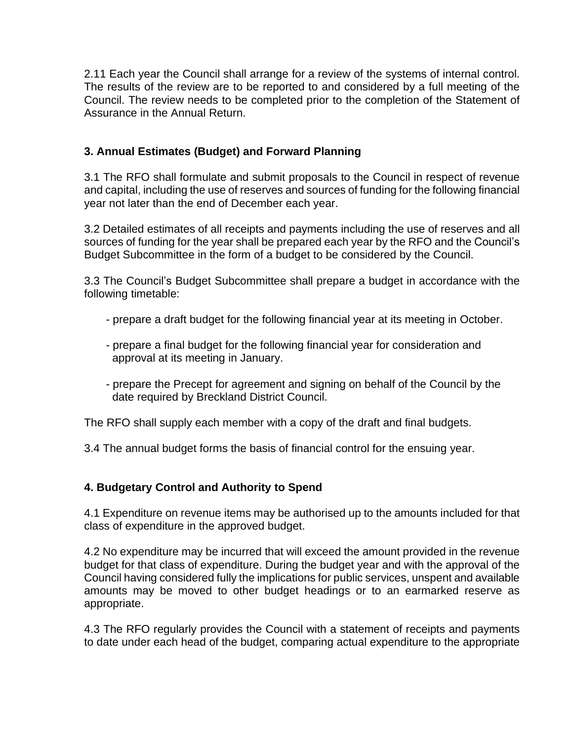2.11 Each year the Council shall arrange for a review of the systems of internal control. The results of the review are to be reported to and considered by a full meeting of the Council. The review needs to be completed prior to the completion of the Statement of Assurance in the Annual Return.

## 3. Annual Estimates (Budget) and Forward Planning

3.1 The RFO shall formulate and submit proposals to the Council in respect of revenue and capital, including the use of reserves and sources of funding for the following financial year not later than the end of December each year.

3.2 Detailed estimates of all receipts and payments including the use of reserves and all sources of funding for the year shall be prepared each year by the RFO and the Council's Budget Subcommittee in the form of a budget to be considered by the Council.

3.3 The Council's Budget Subcommittee shall prepare a budget in accordance with the following timetable:

- prepare a draft budget for the following financial year at its meeting in October.
- prepare a final budget for the following financial year for consideration and approval at its meeting in January.
- prepare the Precept for agreement and signing on behalf of the Council by the date required by Breckland District Council.

The RFO shall supply each member with a copy of the draft and final budgets.

3.4 The annual budget forms the basis of financial control for the ensuing year.

## 4. Budgetary Control and Authority to Spend

4.1 Expenditure on revenue items may be authorised up to the amounts included for that class of expenditure in the approved budget.

4.2 No expenditure may be incurred that will exceed the amount provided in the revenue budget for that class of expenditure. During the budget year and with the approval of the Council having considered fully the implications for public services, unspent and available amounts may be moved to other budget headings or to an earmarked reserve as appropriate.

4.3 The RFO regularly provides the Council with a statement of receipts and payments to date under each head of the budget, comparing actual expenditure to the appropriate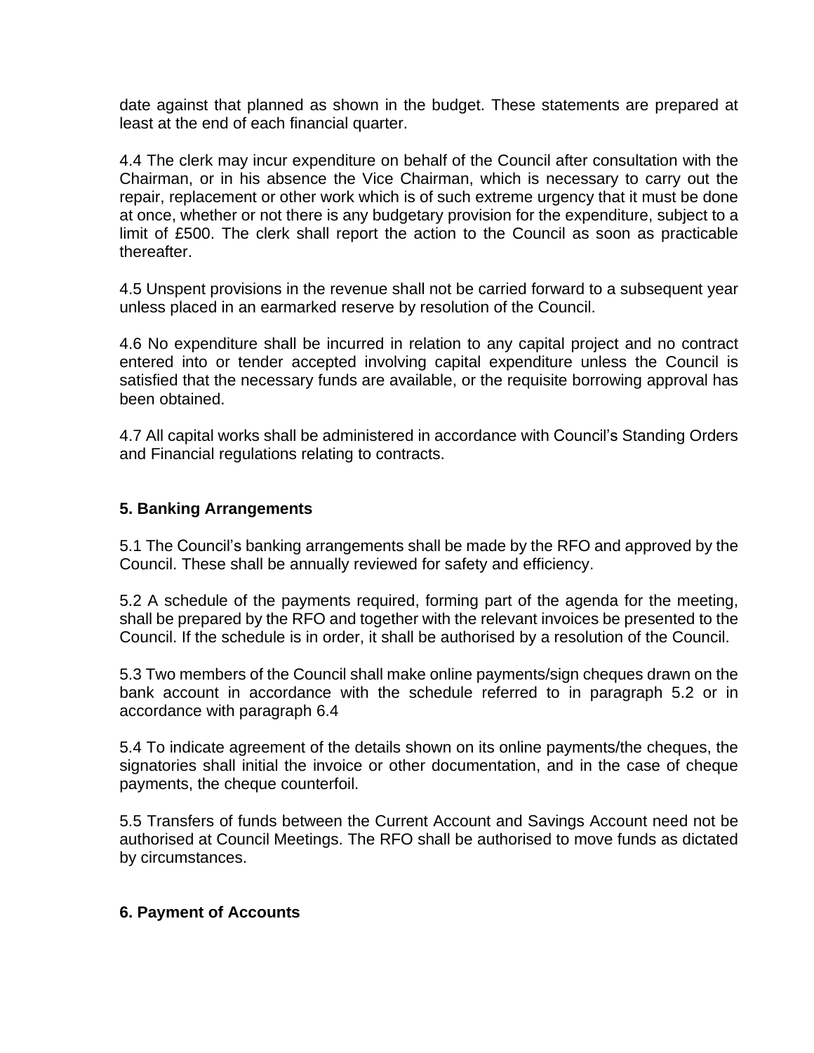date against that planned as shown in the budget. These statements are prepared at least at the end of each financial quarter.

4.4 The clerk may incur expenditure on behalf of the Council after consultation with the Chairman, or in his absence the Vice Chairman, which is necessary to carry out the repair, replacement or other work which is of such extreme urgency that it must be done at once, whether or not there is any budgetary provision for the expenditure, subject to a limit of £500. The clerk shall report the action to the Council as soon as practicable thereafter.

4.5 Unspent provisions in the revenue shall not be carried forward to a subsequent year unless placed in an earmarked reserve by resolution of the Council.

4.6 No expenditure shall be incurred in relation to any capital project and no contract entered into or tender accepted involving capital expenditure unless the Council is satisfied that the necessary funds are available, or the requisite borrowing approval has been obtained.

4.7 All capital works shall be administered in accordance with Council's Standing Orders and Financial regulations relating to contracts.

**5. Banking Arrangements**

5.1 The Council's banking arrangements shall be made by the RFO and approved by the Council. These shall be annually reviewed for safety and efficiency.

5.2 A schedule of the payments required, forming part of the agenda for the meeting, shall be prepared by the RFO and together with the relevant invoices be presented to the Council. If the schedule is in order, it shall be authorised by a resolution of the Council.

5.3 Two members of the Council shall make online payments/sign cheques drawn on the bank account in accordance with the schedule referred to in paragraph 5.2 or in accordance with paragraph 6.4

5.4 To indicate agreement of the details shown on its online payments/the cheques, the signatories shall initial the invoice or other documentation, and in the case of cheque payments, the cheque counterfoil.

5.5 Transfers of funds between the Current Account and Savings Account need not be authorised at Council Meetings. The RFO shall be authorised to move funds as dictated by circumstances.

**6. Payment of Accounts**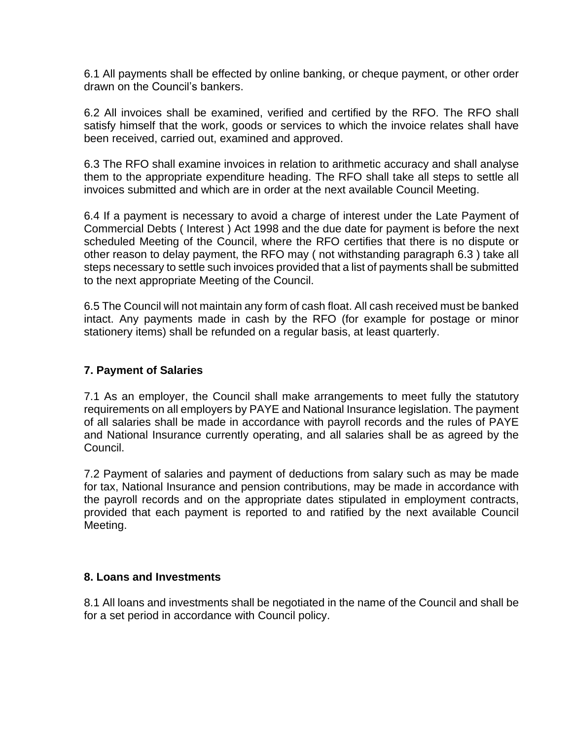6.1 All payments shall be effected by online banking, or cheque payment, or other order drawn on the Council's bankers.

6.2 All invoices shall be examined, verified and certified by the RFO. The RFO shall satisfy himself that the work, goods or services to which the invoice relates shall have been received, carried out, examined and approved.

6.3 The RFO shall examine invoices in relation to arithmetic accuracy and shall analyse them to the appropriate expenditure heading. The RFO shall take all steps to settle all invoices submitted and which are in order at the next available Council Meeting.

6.4 If a payment is necessary to avoid a charge of interest under the Late Payment of Commercial Debts ( Interest ) Act 1998 and the due date for payment is before the next scheduled Meeting of the Council, where the RFO certifies that there is no dispute or other reason to delay payment, the RFO may ( not withstanding paragraph 6.3 ) take all steps necessary to settle such invoices provided that a list of payments shall be submitted to the next appropriate Meeting of the Council.

6.5 The Council will not maintain any form of cash float. All cash received must be banked intact. Any payments made in cash by the RFO (for example for postage or minor stationery items) shall be refunded on a regular basis, at least quarterly.

## 7. Payment of Salaries

7.1 As an employer, the Council shall make arrangements to meet fully the statutory requirements on all employers by PAYE and National Insurance legislation. The payment of all salaries shall be made in accordance with payroll records and the rules of PAYE and National Insurance currently operating, and all salaries shall be as agreed by the Council.

7.2 Payment of salaries and payment of deductions from salary such as may be made for tax, National Insurance and pension contributions, may be made in accordance with the payroll records and on the appropriate dates stipulated in employment contracts, provided that each payment is reported to and ratified by the next available Council Meeting.

## 8. Loans and Investments

8.1 All loans and investments shall be negotiated in the name of the Council and shall be for a set period in accordance with Council policy.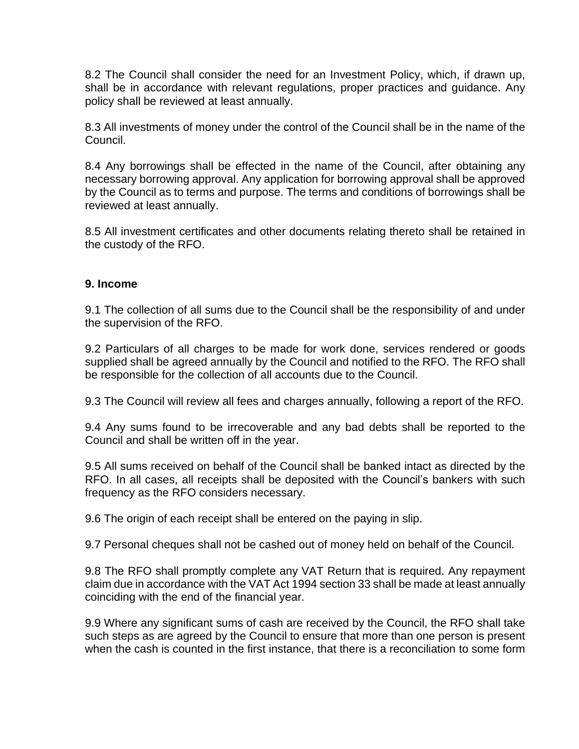8.2 The Council shall consider the need for an Investment Policy, which, if drawn up, shall be in accordance with relevant regulations, proper practices and guidance. Any policy shall be reviewed at least annually.

8.3 All investments of money under the control of the Council shall be in the name of the Council.

8.4 Any borrowings shall be effected in the name of the Council, after obtaining any necessary borrowing approval. Any application for borrowing approval shall be approved by the Council as to terms and purpose. The terms and conditions of borrowings shall be reviewed at least annually.

8.5 All investment certificates and other documents relating thereto shall be retained in the custody of the RFO.

## 9. Income

9.1 The collection of all sums due to the Council shall be the responsibility of and under the supervision of the RFO.

9.2 Particulars of all charges to be made for work done, services rendered or goods supplied shall be agreed annually by the Council and notified to the RFO. The RFO shall be responsible for the collection of all accounts due to the Council.

9.3 The Council will review all fees and charges annually, following a report of the RFO.

9.4 Any sums found to be irrecoverable and any bad debts shall be reported to the Council and shall be written off in the year.

9.5 All sums received on behalf of the Council shall be banked intact as directed by the RFO. In all cases, all receipts shall be deposited with the Council's bankers with such frequency as the RFO considers necessary.

9.6 The origin of each receipt shall be entered on the paying in slip.

9.7 Personal cheques shall not be cashed out of money held on behalf of the Council.

9.8 The RFO shall promptly complete any VAT Return that is required. Any repayment claim due in accordance with the VAT Act 1994 section 33 shall be made at least annually coinciding with the end of the financial year.

9.9 Where any significant sums of cash are received by the Council, the RFO shall take such steps as are agreed by the Council to ensure that more than one person is present when the cash is counted in the first instance, that there is a reconciliation to some form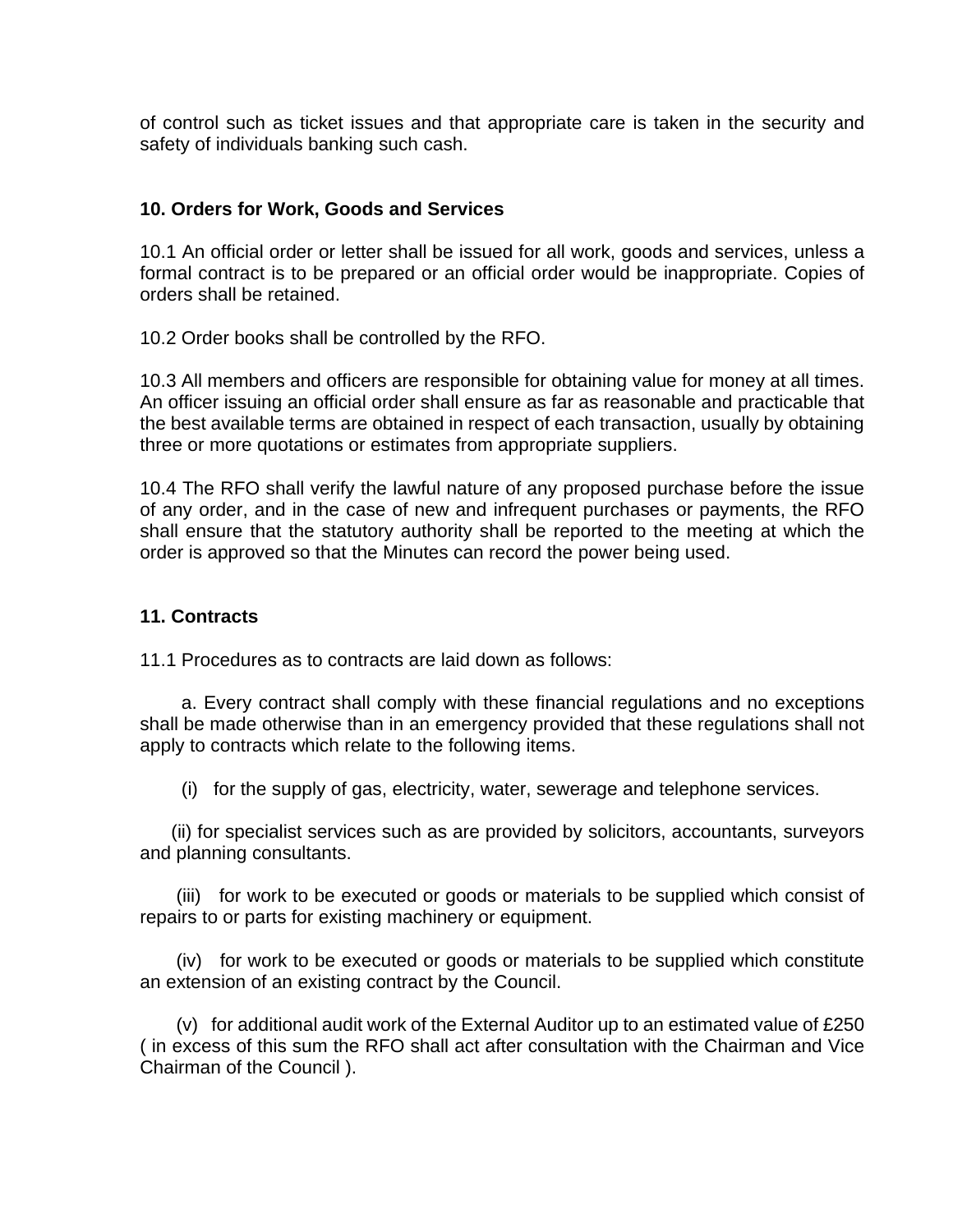of control such as ticket issues and that appropriate care is taken in the security and safety of individuals banking such cash.

## 10. Orders for Work, Goods and Services

10.1 An official order or letter shall be issued for all work, goods and services, unless a formal contract is to be prepared or an official order would be inappropriate. Copies of orders shall be retained.

10.2 Order books shall be controlled by the RFO.

10.3 All members and officers are responsible for obtaining value for money at all times. An officer issuing an official order shall ensure as far as reasonable and practicable that the best available terms are obtained in respect of each transaction, usually by obtaining three or more quotations or estimates from appropriate suppliers.

10.4 The RFO shall verify the lawful nature of any proposed purchase before the issue of any order, and in the case of new and infrequent purchases or payments, the RFO shall ensure that the statutory authority shall be reported to the meeting at which the order is approved so that the Minutes can record the power being used.

## 11. Contracts

11.1 Procedures as to contracts are laid down as follows:

a. Every contract shall comply with these financial regulations and no exceptions shall be made otherwise than in an emergency provided that these regulations shall not apply to contracts which relate to the following items.

(i) for the supply of gas, electricity, water, sewerage and telephone services.

(ii) for specialist services such as are provided by solicitors, accountants, surveyors and planning consultants.

(iii) for work to be executed or goods or materials to be supplied which consist of repairs to or parts for existing machinery or equipment.

(iv) for work to be executed or goods or materials to be supplied which constitute an extension of an existing contract by the Council.

(v) for additional audit work of the External Auditor up to an estimated value of £250 ( in excess of this sum the RFO shall act after consultation with the Chairman and Vice Chairman of the Council ).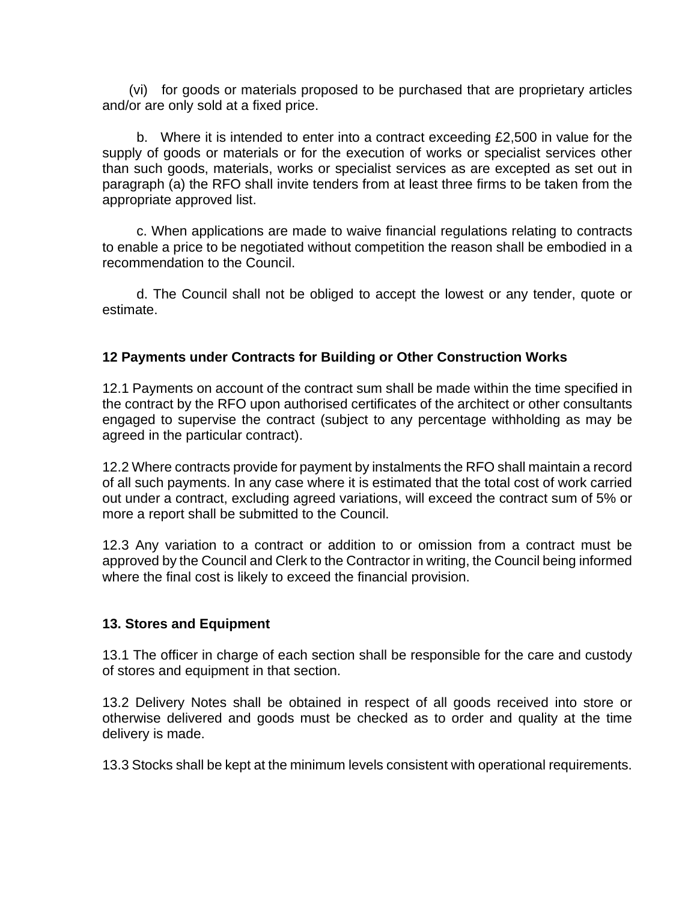(vi) for goods or materials proposed to be purchased that are proprietary articles and/or are only sold at a fixed price.

b. Where it is intended to enter into a contract exceeding £2,500 in value for the supply of goods or materials or for the execution of works or specialist services other than such goods, materials, works or specialist services as are excepted as set out in paragraph (a) the RFO shall invite tenders from at least three firms to be taken from the appropriate approved list.

c. When applications are made to waive financial regulations relating to contracts to enable a price to be negotiated without competition the reason shall be embodied in a recommendation to the Council.

d. The Council shall not be obliged to accept the lowest or any tender, quote or estimate.

**12 Payments under Contracts for Building or Other Construction Works**

12.1 Payments on account of the contract sum shall be made within the time specified in the contract by the RFO upon authorised certificates of the architect or other consultants engaged to supervise the contract (subject to any percentage withholding as may be agreed in the particular contract).

12.2 Where contracts provide for payment by instalments the RFO shall maintain a record of all such payments. In any case where it is estimated that the total cost of work carried out under a contract, excluding agreed variations, will exceed the contract sum of 5% or more a report shall be submitted to the Council.

12.3 Any variation to a contract or addition to or omission from a contract must be approved by the Council and Clerk to the Contractor in writing, the Council being informed where the final cost is likely to exceed the financial provision.

**13. Stores and Equipment**

13.1 The officer in charge of each section shall be responsible for the care and custody of stores and equipment in that section.

13.2 Delivery Notes shall be obtained in respect of all goods received into store or otherwise delivered and goods must be checked as to order and quality at the time delivery is made.

13.3 Stocks shall be kept at the minimum levels consistent with operational requirements.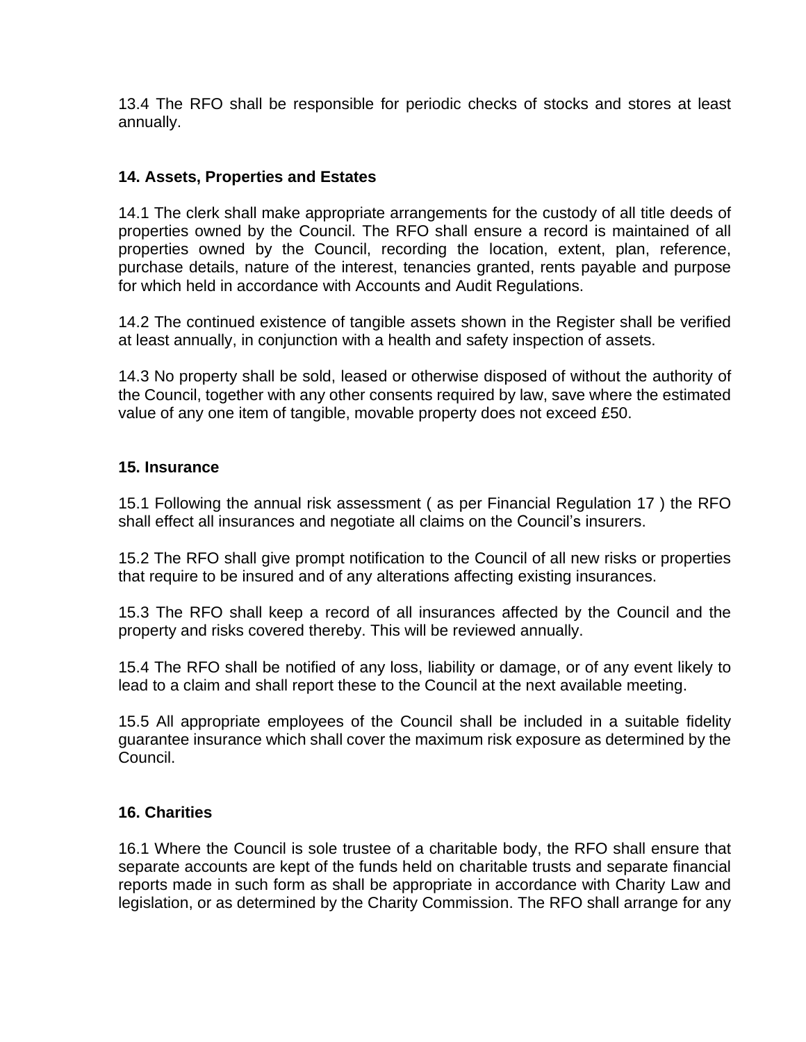13.4 The RFO shall be responsible for periodic checks of stocks and stores at least annually.

### 14. Assets, Properties and Estates

14.1 The clerk shall make appropriate arrangements for the custody of all title deeds of properties owned by the Council. The RFO shall ensure a record is maintained of all properties owned by the Council, recording the location, extent, plan, reference, purchase details, nature of the interest, tenancies granted, rents payable and purpose for which held in accordance with Accounts and Audit Regulations.

14.2 The continued existence of tangible assets shown in the Register shall be verified at least annually, in conjunction with a health and safety inspection of assets.

14.3 No property shall be sold, leased or otherwise disposed of without the authority of the Council, together with any other consents required by law, save where the estimated value of any one item of tangible, movable property does not exceed £50.

### 15. Insurance

15.1 Following the annual risk assessment ( as per Financial Regulation 17 ) the RFO shall effect all insurances and negotiate all claims on the Council's insurers.

15.2 The RFO shall give prompt notification to the Council of all new risks or properties that require to be insured and of any alterations affecting existing insurances.

15.3 The RFO shall keep a record of all insurances affected by the Council and the property and risks covered thereby. This will be reviewed annually.

15.4 The RFO shall be notified of any loss, liability or damage, or of any event likely to lead to a claim and shall report these to the Council at the next available meeting.

15.5 All appropriate employees of the Council shall be included in a suitable fidelity guarantee insurance which shall cover the maximum risk exposure as determined by the Council.

### 16. Charities

16.1 Where the Council is sole trustee of a charitable body, the RFO shall ensure that separate accounts are kept of the funds held on charitable trusts and separate financial reports made in such form as shall be appropriate in accordance with Charity Law and legislation, or as determined by the Charity Commission. The RFO shall arrange for any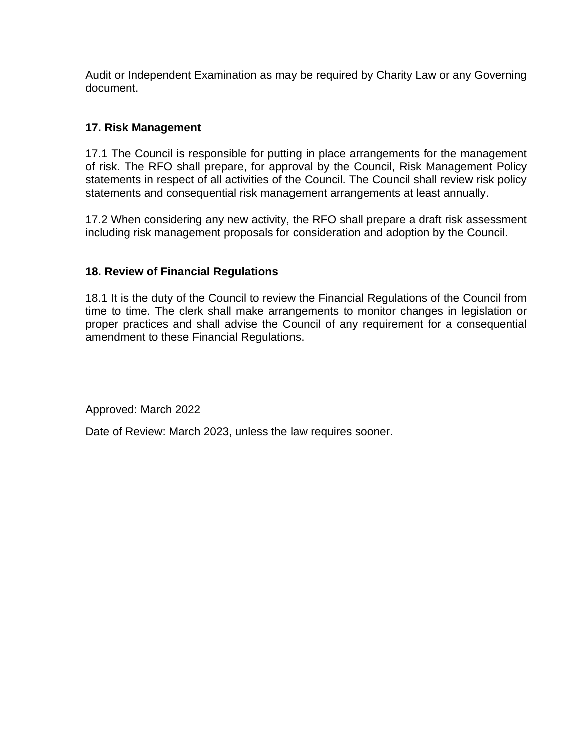Audit or Independent Examination as may be required by Charity Law or any Governing document.

## 17. Risk Management

17.1 The Council is responsible for putting in place arrangements for the management of risk. The RFO shall prepare, for approval by the Council, Risk Management Policy statements in respect of all activities of the Council. The Council shall review risk policy statements and consequential risk management arrangements at least annually.

17.2 When considering any new activity, the RFO shall prepare a draft risk assessment including risk management proposals for consideration and adoption by the Council.

## 18. Review of Financial Regulations

18.1 It is the duty of the Council to review the Financial Regulations of the Council from time to time. The clerk shall make arrangements to monitor changes in legislation or proper practices and shall advise the Council of any requirement for a consequential amendment to these Financial Regulations.

Approved: March 2022

Date of Review: March 2023, unless the law requires sooner.